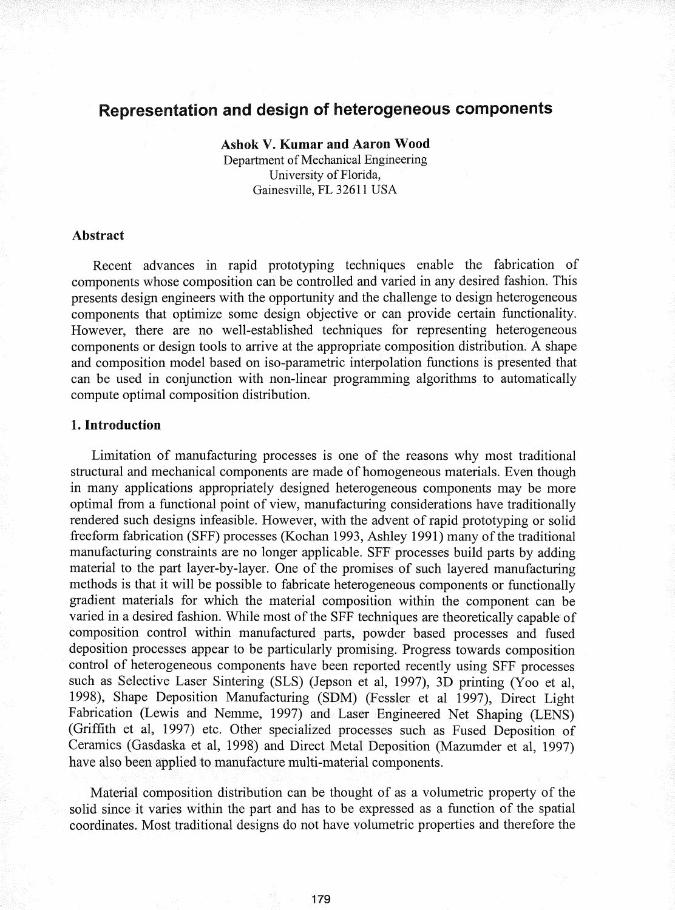# Representation and design of heterogeneous components

**Ashok V. Kumar and Aaron Wood**
Department of Mechanical Engineering
University of Florida,
Gainesville, FL 32611 USA

## Abstract

Recent advances in rapid prototyping techniques enable the fabrication of components whose composition can be controlled and varied in any desired fashion. This presents design engineers with the opportunity and the challenge to design heterogeneous components that optimize some design objective or can provide certain functionality. However, there are no well-established techniques for representing heterogeneous components or design tools to arrive at the appropriate composition distribution. A shape and composition model based on iso-parametric interpolation functions is presented that can be used in conjunction with non-linear programming algorithms to automatically compute optimal composition distribution.

## 1. Introduction

Limitation of manufacturing processes is one of the reasons why most traditional structural and mechanical components are made of homogeneous materials. Even though in many applications appropriately designed heterogeneous components may be more optimal from a functional point of view, manufacturing considerations have traditionally rendered such designs infeasible. However, with the advent of rapid prototyping or solid freeform fabrication (SFF) processes (Kochan 1993, Ashley 1991) many of the traditional manufacturing constraints are no longer applicable. SFF processes build parts by adding material to the part layer-by-layer. One of the promises of such layered manufacturing methods is that it will be possible to fabricate heterogeneous components or functionally gradient materials for which the material composition within the component can be varied in a desired fashion. While most of the SFF techniques are theoretically capable of composition control within manufactured parts, powder based processes and fused deposition processes appear to be particularly promising. Progress towards composition control of heterogeneous components have been reported recently using SFF processes such as Selective Laser Sintering (SLS) (Jepson et al, 1997), 3D printing (Yoo et al, 1998), Shape Deposition Manufacturing (SDM) (Fessler et al 1997), Direct Light Fabrication (Lewis and Nemme, 1997) and Laser Engineered Net Shaping (LENS) (Griffith et al, 1997) etc. Other specialized processes such as Fused Deposition of Ceramics (Gasdaska et al, 1998) and Direct Metal Deposition (Mazumder et al, 1997) have also been applied to manufacture multi-material components.

Material composition distribution can be thought of as a volumetric property of the solid since it varies within the part and has to be expressed as a function of the spatial coordinates. Most traditional designs do not have volumetric properties and therefore the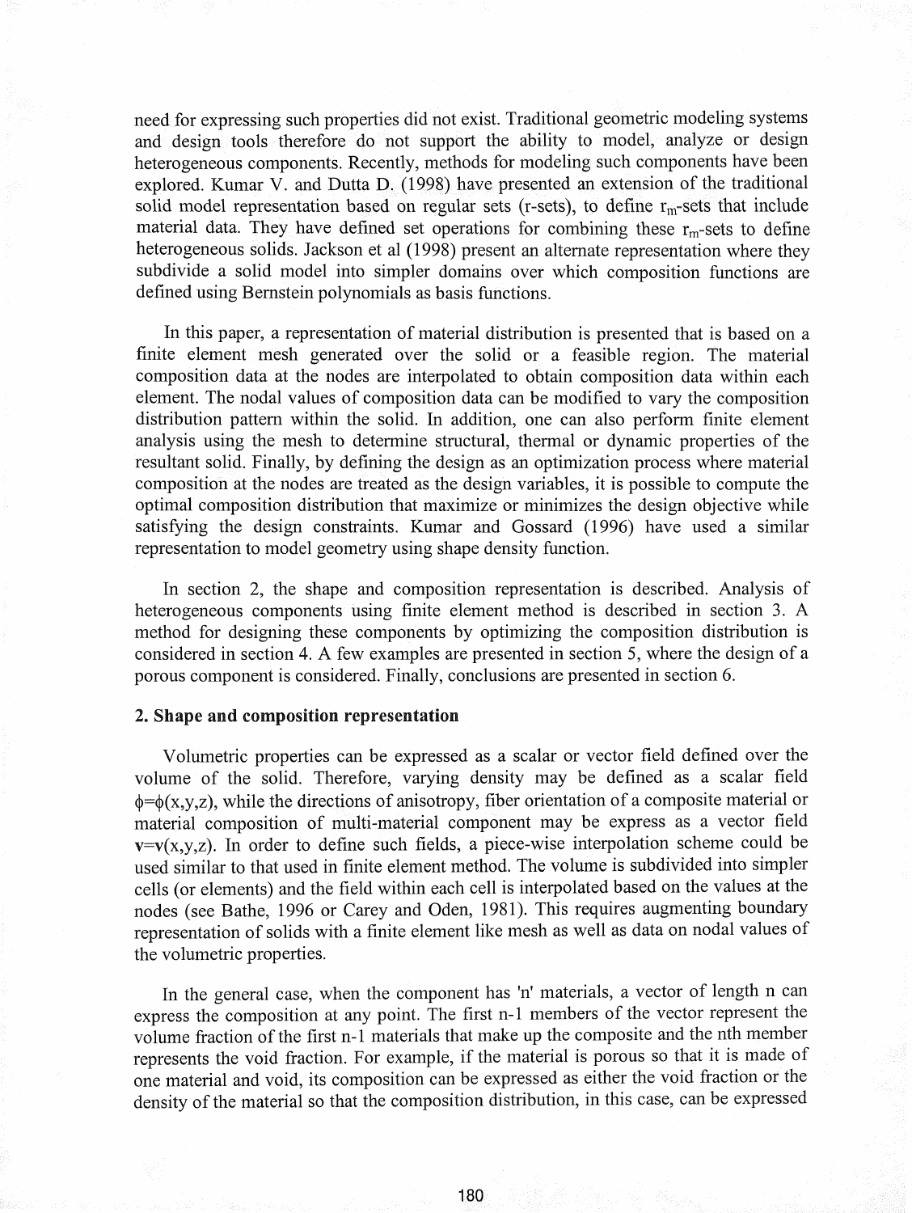need for expressing such properties did not exist. Traditional geometric modeling systems and design tools therefore do not support the ability to model, analyze or design heterogeneous components. Recently, methods for modeling such components have been explored. Kumar V. and Dutta D. (1998) have presented an extension of the traditional solid model representation based on regular sets (r-sets), to define $r_m$-sets that include material data. They have defined set operations for combining these $r_m$-sets to define heterogeneous solids. Jackson et al (1998) present an alternate representation where they subdivide a solid model into simpler domains over which composition functions are defined using Bernstein polynomials as basis functions.

In this paper, a representation of material distribution is presented that is based on a finite element mesh generated over the solid or a feasible region. The material composition data at the nodes are interpolated to obtain composition data within each element. The nodal values of composition data can be modified to vary the composition distribution pattern within the solid. In addition, one can also perform finite element analysis using the mesh to determine structural, thermal or dynamic properties of the resultant solid. Finally, by defining the design as an optimization process where material composition at the nodes are treated as the design variables, it is possible to compute the optimal composition distribution that maximize or minimizes the design objective while satisfying the design constraints. Kumar and Gossard (1996) have used a similar representation to model geometry using shape density function.

In section 2, the shape and composition representation is described. Analysis of heterogeneous components using finite element method is described in section 3. A method for designing these components by optimizing the composition distribution is considered in section 4. A few examples are presented in section 5, where the design of a porous component is considered. Finally, conclusions are presented in section 6.

## 2. Shape and composition representation

Volumetric properties can be expressed as a scalar or vector field defined over the volume of the solid. Therefore, varying density may be defined as a scalar field $\phi=\phi(x,y,z)$, while the directions of anisotropy, fiber orientation of a composite material or material composition of multi-material component may be express as a vector field $\mathbf{v}=\mathbf{v}(x,y,z)$. In order to define such fields, a piece-wise interpolation scheme could be used similar to that used in finite element method. The volume is subdivided into simpler cells (or elements) and the field within each cell is interpolated based on the values at the nodes (see Bathe, 1996 or Carey and Oden, 1981). This requires augmenting boundary representation of solids with a finite element like mesh as well as data on nodal values of the volumetric properties.

In the general case, when the component has 'n' materials, a vector of length n can express the composition at any point. The first n-1 members of the vector represent the volume fraction of the first n-1 materials that make up the composite and the nth member represents the void fraction. For example, if the material is porous so that it is made of one material and void, its composition can be expressed as either the void fraction or the density of the material so that the composition distribution, in this case, can be expressed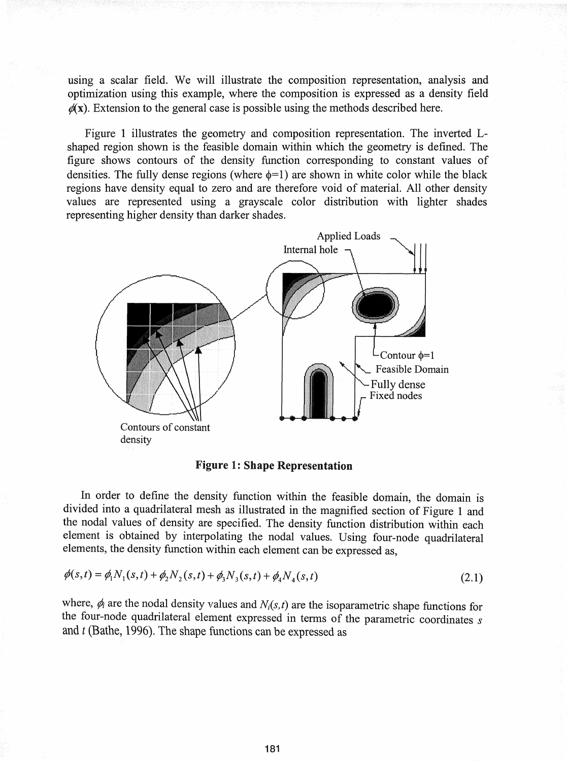using a scalar field. We will illustrate the composition representation, analysis and optimization using this example, where the composition is expressed as a density field $\phi(\mathbf{x})$. Extension to the general case is possible using the methods described here.

Figure 1 illustrates the geometry and composition representation. The inverted L-shaped region shown is the feasible domain within which the geometry is defined. The figure shows contours of the density function corresponding to constant values of densities. The fully dense regions (where $\phi=1$) are shown in white color while the black regions have density equal to zero and are therefore void of material. All other density values are represented using a grayscale color distribution with lighter shades representing higher density than darker shades.

**Figure 1: Shape Representation**

In order to define the density function within the feasible domain, the domain is divided into a quadrilateral mesh as illustrated in the magnified section of Figure 1 and the nodal values of density are specified. The density function distribution within each element is obtained by interpolating the nodal values. Using four-node quadrilateral elements, the density function within each element can be expressed as,

$$\phi(s,t) = \phi_1 N_1(s,t) + \phi_2 N_2(s,t) + \phi_3 N_3(s,t) + \phi_4 N_4(s,t) \tag{2.1}$$

where, $\phi_i$ are the nodal density values and $N_i(s,t)$ are the isoparametric shape functions for the four-node quadrilateral element expressed in terms of the parametric coordinates $s$ and $t$ (Bathe, 1996). The shape functions can be expressed as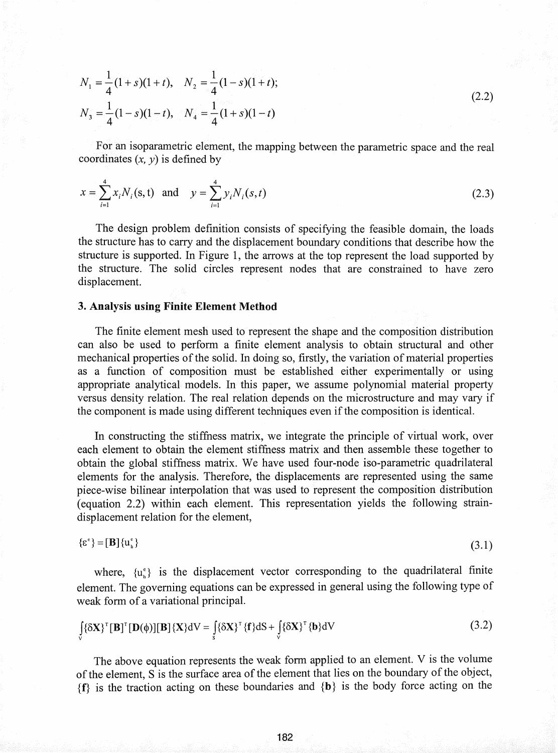$$N_1 = \frac{1}{4}(1+s)(1+t), \quad N_2 = \frac{1}{4}(1-s)(1+t);$$
$$N_3 = \frac{1}{4}(1-s)(1-t), \quad N_4 = \frac{1}{4}(1+s)(1-t) \tag{2.2}$$

For an isoparametric element, the mapping between the parametric space and the real coordinates $(x, y)$ is defined by

$$x = \sum_{i=1}^{4} x_i N_i(s,t) \text{ and } y = \sum_{i=1}^{4} y_i N_i(s,t) \tag{2.3}$$

The design problem definition consists of specifying the feasible domain, the loads the structure has to carry and the displacement boundary conditions that describe how the structure is supported. In Figure 1, the arrows at the top represent the load supported by the structure. The solid circles represent nodes that are constrained to have zero displacement.

## 3. Analysis using Finite Element Method

The finite element mesh used to represent the shape and the composition distribution can also be used to perform a finite element analysis to obtain structural and other mechanical properties of the solid. In doing so, firstly, the variation of material properties as a function of composition must be established either experimentally or using appropriate analytical models. In this paper, we assume polynomial material property versus density relation. The real relation depends on the microstructure and may vary if the component is made using different techniques even if the composition is identical.

In constructing the stiffness matrix, we integrate the principle of virtual work, over each element to obtain the element stiffness matrix and then assemble these together to obtain the global stiffness matrix. We have used four-node iso-parametric quadrilateral elements for the analysis. Therefore, the displacements are represented using the same piece-wise bilinear interpolation that was used to represent the composition distribution (equation 2.2) within each element. This representation yields the following strain-displacement relation for the element,

$$\{\varepsilon^e\} = [\mathbf{B}]\{u_h^e\} \tag{3.1}$$

where, $\{u_h^e\}$ is the displacement vector corresponding to the quadrilateral finite element. The governing equations can be expressed in general using the following type of weak form of a variational principal.

$$\int_V \{\delta \mathbf{X}\}^T [\mathbf{B}]^T [\mathbf{D}(\phi)][\mathbf{B}]\{\mathbf{X}\} dV = \int_S \{\delta \mathbf{X}\}^T \{\mathbf{f}\} dS + \int_V \{\delta \mathbf{X}\}^T \{\mathbf{b}\} dV \tag{3.2}$$

The above equation represents the weak form applied to an element. V is the volume of the element, S is the surface area of the element that lies on the boundary of the object, $\{\mathbf{f}\}$ is the traction acting on these boundaries and $\{\mathbf{b}\}$ is the body force acting on the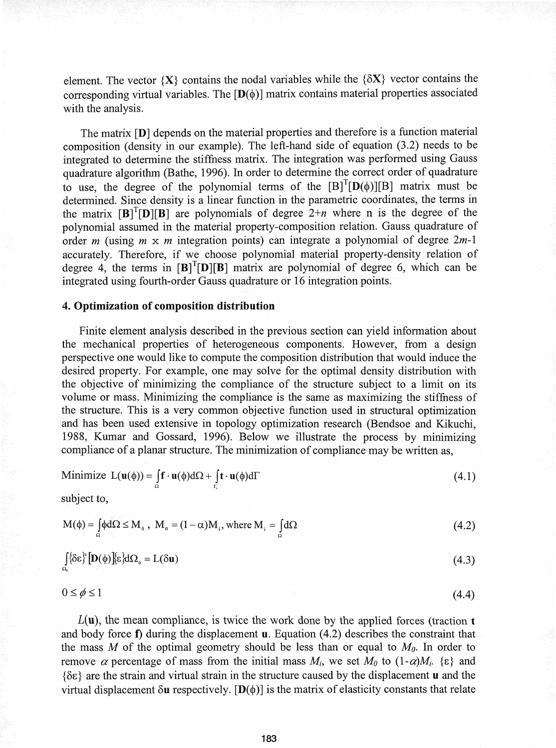element. The vector $\{\mathbf{X}\}$ contains the nodal variables while the $\{\delta\mathbf{X}\}$ vector contains the corresponding virtual variables. The $[\mathbf{D}(\phi)]$ matrix contains material properties associated with the analysis.

The matrix $[\mathbf{D}]$ depends on the material properties and therefore is a function material composition (density in our example). The left-hand side of equation (3.2) needs to be integrated to determine the stiffness matrix. The integration was performed using Gauss quadrature algorithm (Bathe, 1996). In order to determine the correct order of quadrature to use, the degree of the polynomial terms of the $[B]^T[\mathbf{D}(\phi)][B]$ matrix must be determined. Since density is a linear function in the parametric coordinates, the terms in the matrix $[\mathbf{B}]^T[\mathbf{D}][\mathbf{B}]$ are polynomials of degree $2+n$ where n is the degree of the polynomial assumed in the material property-composition relation. Gauss quadrature of order $m$ (using $m \times m$ integration points) can integrate a polynomial of degree $2m$-1 accurately. Therefore, if we choose polynomial material property-density relation of degree 4, the terms in $[\mathbf{B}]^T[\mathbf{D}][\mathbf{B}]$ matrix are polynomial of degree 6, which can be integrated using fourth-order Gauss quadrature or 16 integration points.

## 4. Optimization of composition distribution

Finite element analysis described in the previous section can yield information about the mechanical properties of heterogeneous components. However, from a design perspective one would like to compute the composition distribution that would induce the desired property. For example, one may solve for the optimal density distribution with the objective of minimizing the compliance of the structure subject to a limit on its volume or mass. Minimizing the compliance is the same as maximizing the stiffness of the structure. This is a very common objective function used in structural optimization and has been used extensive in topology optimization research (Bendsoe and Kikuchi, 1988, Kumar and Gossard, 1996). Below we illustrate the process by minimizing compliance of a planar structure. The minimization of compliance may be written as,

$$\text{Minimize } L(\mathbf{u}(\phi)) = \int_{\Omega} \mathbf{f} \cdot \mathbf{u}(\phi) d\Omega + \int_{\Gamma_t} \mathbf{t} \cdot \mathbf{u}(\phi) d\Gamma \tag{4.1}$$

subject to,

$$M(\phi) = \int_{\Omega} \phi d\Omega \leq M_0, \; M_0 = (1-\alpha)M_i, \text{where } M_i = \int_{\Omega} d\Omega \tag{4.2}$$

$$\int_{\Omega_0} \{\delta\varepsilon\}^T [\mathbf{D}(\phi)] \{\varepsilon\} d\Omega_0 = L(\delta\mathbf{u}) \tag{4.3}$$

$$0 \leq \phi \leq 1 \tag{4.4}$$

$L(\mathbf{u})$, the mean compliance, is twice the work done by the applied forces (traction $\mathbf{t}$ and body force $\mathbf{f}$) during the displacement $\mathbf{u}$. Equation (4.2) describes the constraint that the mass $M$ of the optimal geometry should be less than or equal to $M_0$. In order to remove $\alpha$ percentage of mass from the initial mass $M_i$, we set $M_0$ to $(1-\alpha)M_i$. $\{\varepsilon\}$ and $\{\delta\varepsilon\}$ are the strain and virtual strain in the structure caused by the displacement $\mathbf{u}$ and the virtual displacement $\delta\mathbf{u}$ respectively. $[\mathbf{D}(\phi)]$ is the matrix of elasticity constants that relate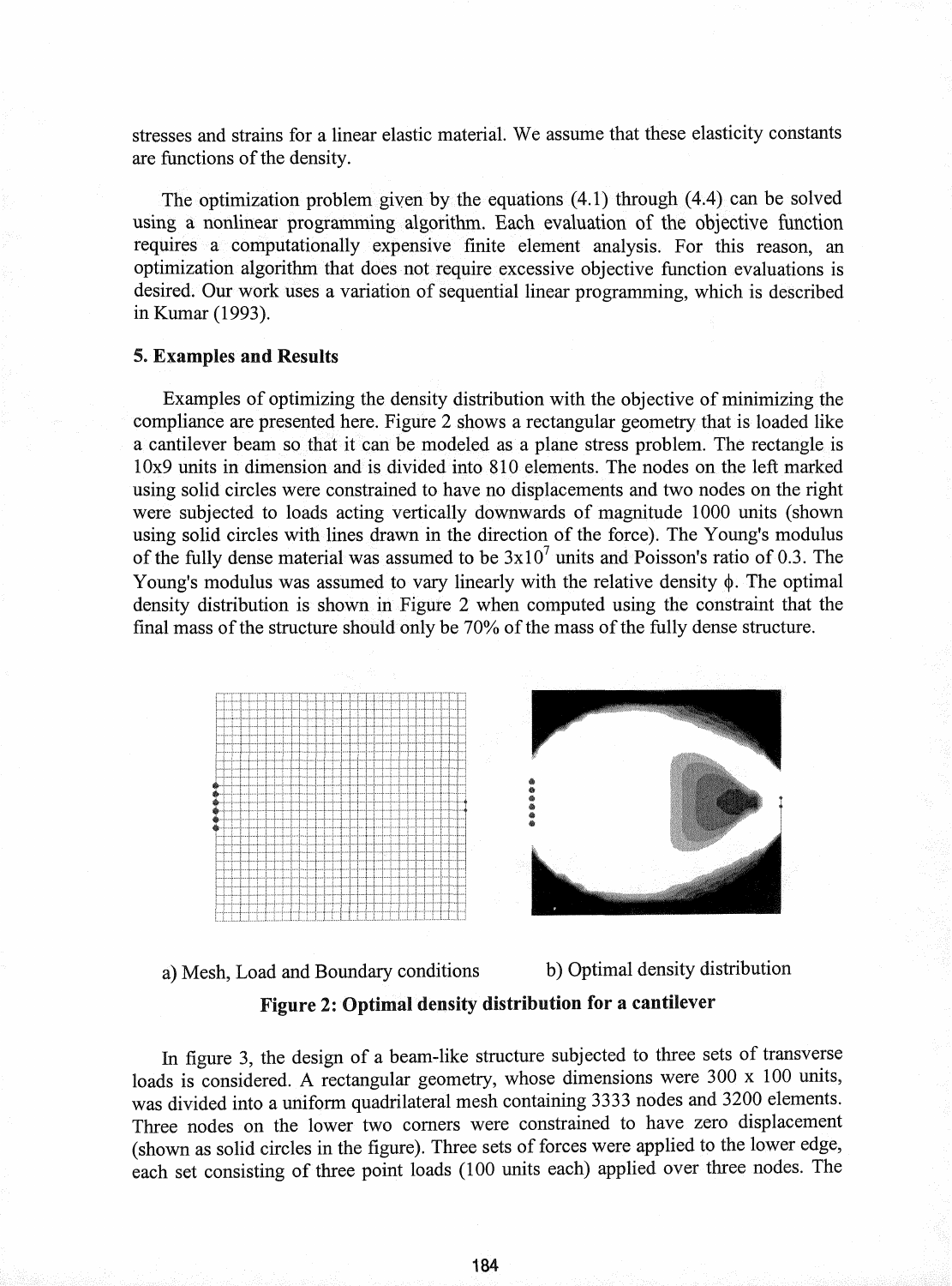stresses and strains for a linear elastic material. We assume that these elasticity constants are functions of the density.

The optimization problem given by the equations (4.1) through (4.4) can be solved using a nonlinear programming algorithm. Each evaluation of the objective function requires a computationally expensive finite element analysis. For this reason, an optimization algorithm that does not require excessive objective function evaluations is desired. Our work uses a variation of sequential linear programming, which is described in Kumar (1993).

## 5. Examples and Results

Examples of optimizing the density distribution with the objective of minimizing the compliance are presented here. Figure 2 shows a rectangular geometry that is loaded like a cantilever beam so that it can be modeled as a plane stress problem. The rectangle is 10x9 units in dimension and is divided into 810 elements. The nodes on the left marked using solid circles were constrained to have no displacements and two nodes on the right were subjected to loads acting vertically downwards of magnitude 1000 units (shown using solid circles with lines drawn in the direction of the force). The Young's modulus of the fully dense material was assumed to be $3 \times 10^7$ units and Poisson's ratio of 0.3. The Young's modulus was assumed to vary linearly with the relative density $\phi$. The optimal density distribution is shown in Figure 2 when computed using the constraint that the final mass of the structure should only be 70% of the mass of the fully dense structure.

a) Mesh, Load and Boundary conditions b) Optimal density distribution

**Figure 2: Optimal density distribution for a cantilever**

In figure 3, the design of a beam-like structure subjected to three sets of transverse loads is considered. A rectangular geometry, whose dimensions were 300 x 100 units, was divided into a uniform quadrilateral mesh containing 3333 nodes and 3200 elements. Three nodes on the lower two corners were constrained to have zero displacement (shown as solid circles in the figure). Three sets of forces were applied to the lower edge, each set consisting of three point loads (100 units each) applied over three nodes. The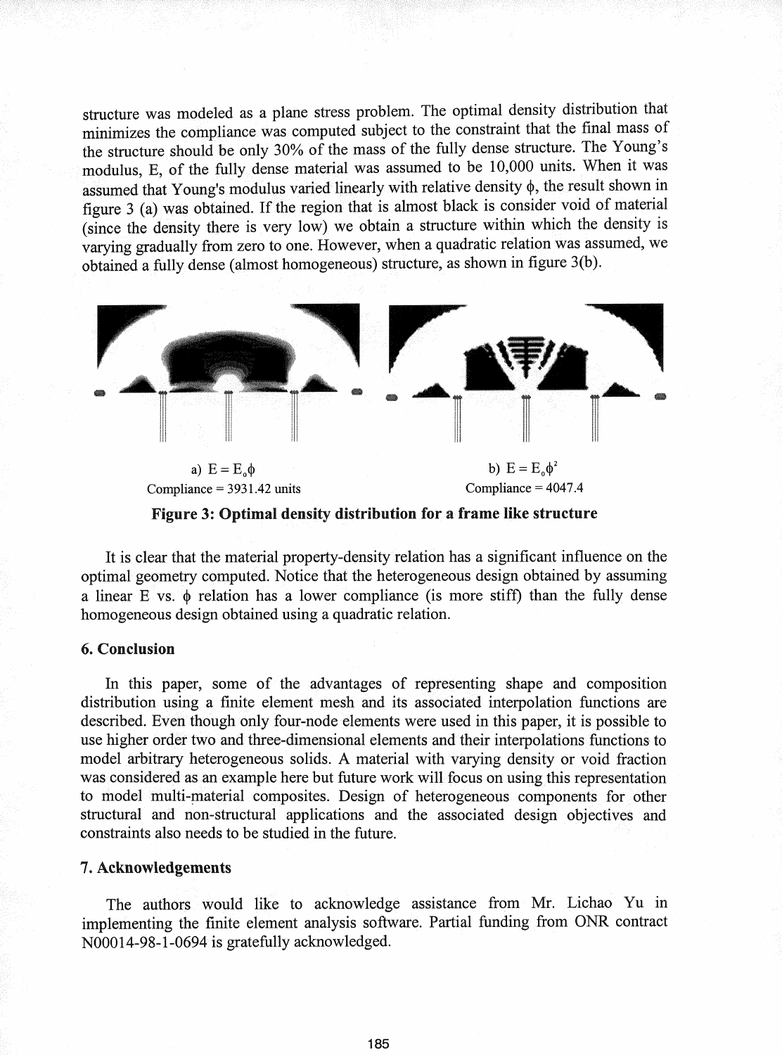structure was modeled as a plane stress problem. The optimal density distribution that minimizes the compliance was computed subject to the constraint that the final mass of the structure should be only 30% of the mass of the fully dense structure. The Young's modulus, E, of the fully dense material was assumed to be 10,000 units. When it was assumed that Young's modulus varied linearly with relative density $\phi$, the result shown in figure 3 (a) was obtained. If the region that is almost black is consider void of material (since the density there is very low) we obtain a structure within which the density is varying gradually from zero to one. However, when a quadratic relation was assumed, we obtained a fully dense (almost homogeneous) structure, as shown in figure 3(b).

a) $E = E_0\phi$
Compliance = 3931.42 units

b) $E = E_0\phi^2$
Compliance = 4047.4

**Figure 3: Optimal density distribution for a frame like structure**

It is clear that the material property-density relation has a significant influence on the optimal geometry computed. Notice that the heterogeneous design obtained by assuming a linear E vs. $\phi$ relation has a lower compliance (is more stiff) than the fully dense homogeneous design obtained using a quadratic relation.

## 6. Conclusion

In this paper, some of the advantages of representing shape and composition distribution using a finite element mesh and its associated interpolation functions are described. Even though only four-node elements were used in this paper, it is possible to use higher order two and three-dimensional elements and their interpolations functions to model arbitrary heterogeneous solids. A material with varying density or void fraction was considered as an example here but future work will focus on using this representation to model multi-material composites. Design of heterogeneous components for other structural and non-structural applications and the associated design objectives and constraints also needs to be studied in the future.

## 7. Acknowledgements

The authors would like to acknowledge assistance from Mr. Lichao Yu in implementing the finite element analysis software. Partial funding from ONR contract N00014-98-1-0694 is gratefully acknowledged.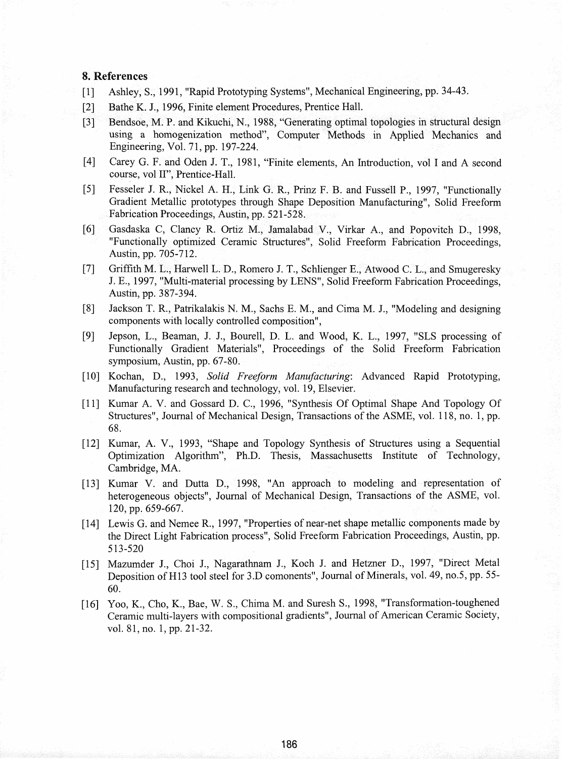## 8. References

[1] Ashley, S., 1991, "Rapid Prototyping Systems", Mechanical Engineering, pp. 34-43.

[2] Bathe K. J., 1996, Finite element Procedures, Prentice Hall.

[3] Bendsoe, M. P. and Kikuchi, N., 1988, "Generating optimal topologies in structural design using a homogenization method", Computer Methods in Applied Mechanics and Engineering, Vol. 71, pp. 197-224.

[4] Carey G. F. and Oden J. T., 1981, "Finite elements, An Introduction, vol I and A second course, vol II", Prentice-Hall.

[5] Fesseler J. R., Nickel A. H., Link G. R., Prinz F. B. and Fussell P., 1997, "Functionally Gradient Metallic prototypes through Shape Deposition Manufacturing", Solid Freeform Fabrication Proceedings, Austin, pp. 521-528.

[6] Gasdaska C, Clancy R. Ortiz M., Jamalabad V., Virkar A., and Popovitch D., 1998, "Functionally optimized Ceramic Structures", Solid Freeform Fabrication Proceedings, Austin, pp. 705-712.

[7] Griffith M. L., Harwell L. D., Romero J. T., Schlienger E., Atwood C. L., and Smugeresky J. E., 1997, "Multi-material processing by LENS", Solid Freeform Fabrication Proceedings, Austin, pp. 387-394.

[8] Jackson T. R., Patrikalakis N. M., Sachs E. M., and Cima M. J., "Modeling and designing components with locally controlled composition",

[9] Jepson, L., Beaman, J. J., Bourell, D. L. and Wood, K. L., 1997, "SLS processing of Functionally Gradient Materials", Proceedings of the Solid Freeform Fabrication symposium, Austin, pp. 67-80.

[10] Kochan, D., 1993, *Solid Freeform Manufacturing*: Advanced Rapid Prototyping, Manufacturing research and technology, vol. 19, Elsevier.

[11] Kumar A. V. and Gossard D. C., 1996, "Synthesis Of Optimal Shape And Topology Of Structures", Journal of Mechanical Design, Transactions of the ASME, vol. 118, no. 1, pp. 68.

[12] Kumar, A. V., 1993, "Shape and Topology Synthesis of Structures using a Sequential Optimization Algorithm", Ph.D. Thesis, Massachusetts Institute of Technology, Cambridge, MA.

[13] Kumar V. and Dutta D., 1998, "An approach to modeling and representation of heterogeneous objects", Journal of Mechanical Design, Transactions of the ASME, vol. 120, pp. 659-667.

[14] Lewis G. and Nemee R., 1997, "Properties of near-net shape metallic components made by the Direct Light Fabrication process", Solid Freeform Fabrication Proceedings, Austin, pp. 513-520

[15] Mazumder J., Choi J., Nagarathnam J., Koch J. and Hetzner D., 1997, "Direct Metal Deposition of H13 tool steel for 3.D comonents", Journal of Minerals, vol. 49, no.5, pp. 55-60.

[16] Yoo, K., Cho, K., Bae, W. S., Chima M. and Suresh S., 1998, "Transformation-toughened Ceramic multi-layers with compositional gradients", Journal of American Ceramic Society, vol. 81, no. 1, pp. 21-32.